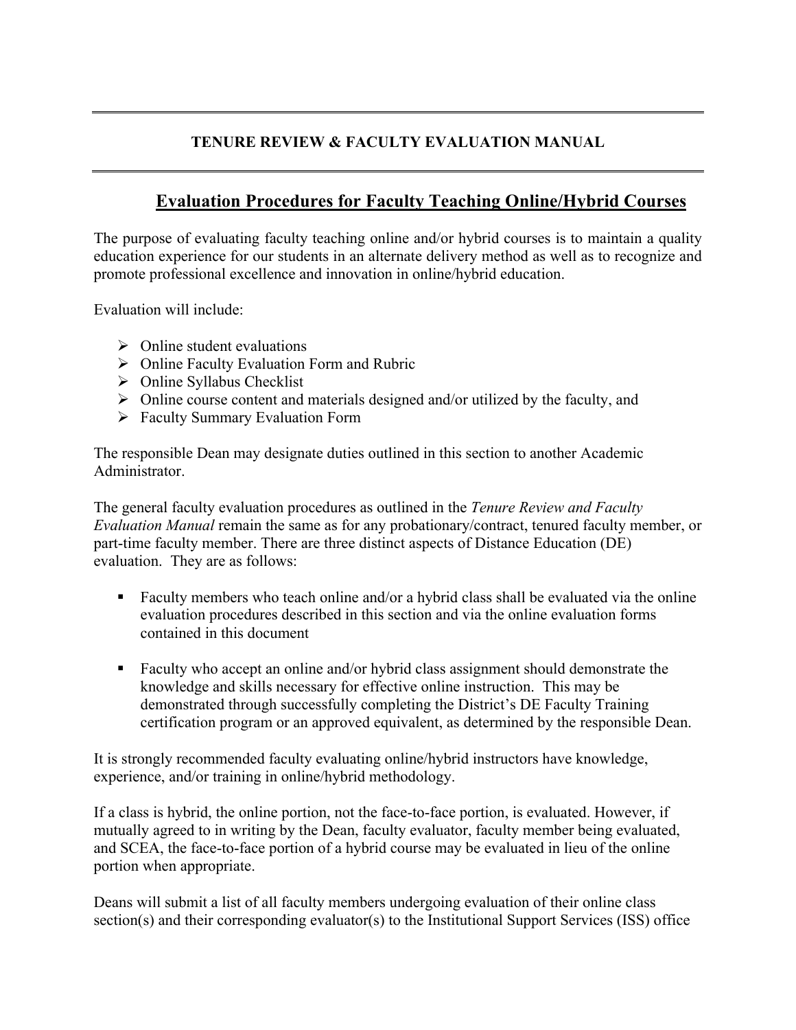# TENURE REVIEW & FACULTY EVALUATION MANUAL

## Evaluation Procedures for Faculty Teaching Online/Hybrid Courses

The purpose of evaluating faculty teaching online and/or hybrid courses is to maintain a quality education experience for our students in an alternate delivery method as well as to recognize and promote professional excellence and innovation in online/hybrid education.

Evaluation will include:

- Online student evaluations
- Online Faculty Evaluation Form and Rubric
- Online Syllabus Checklist
- Online course content and materials designed and/or utilized by the faculty, and
- Faculty Summary Evaluation Form

The responsible Dean may designate duties outlined in this section to another Academic Administrator.

The general faculty evaluation procedures as outlined in the *Tenure Review and Faculty Evaluation Manual* remain the same as for any probationary/contract, tenured faculty member, or part-time faculty member. There are three distinct aspects of Distance Education (DE) evaluation. They are as follows:

- Faculty members who teach online and/or a hybrid class shall be evaluated via the online evaluation procedures described in this section and via the online evaluation forms contained in this document

- Faculty who accept an online and/or hybrid class assignment should demonstrate the knowledge and skills necessary for effective online instruction. This may be demonstrated through successfully completing the District's DE Faculty Training certification program or an approved equivalent, as determined by the responsible Dean.

It is strongly recommended faculty evaluating online/hybrid instructors have knowledge, experience, and/or training in online/hybrid methodology.

If a class is hybrid, the online portion, not the face-to-face portion, is evaluated. However, if mutually agreed to in writing by the Dean, faculty evaluator, faculty member being evaluated, and SCEA, the face-to-face portion of a hybrid course may be evaluated in lieu of the online portion when appropriate.

Deans will submit a list of all faculty members undergoing evaluation of their online class section(s) and their corresponding evaluator(s) to the Institutional Support Services (ISS) office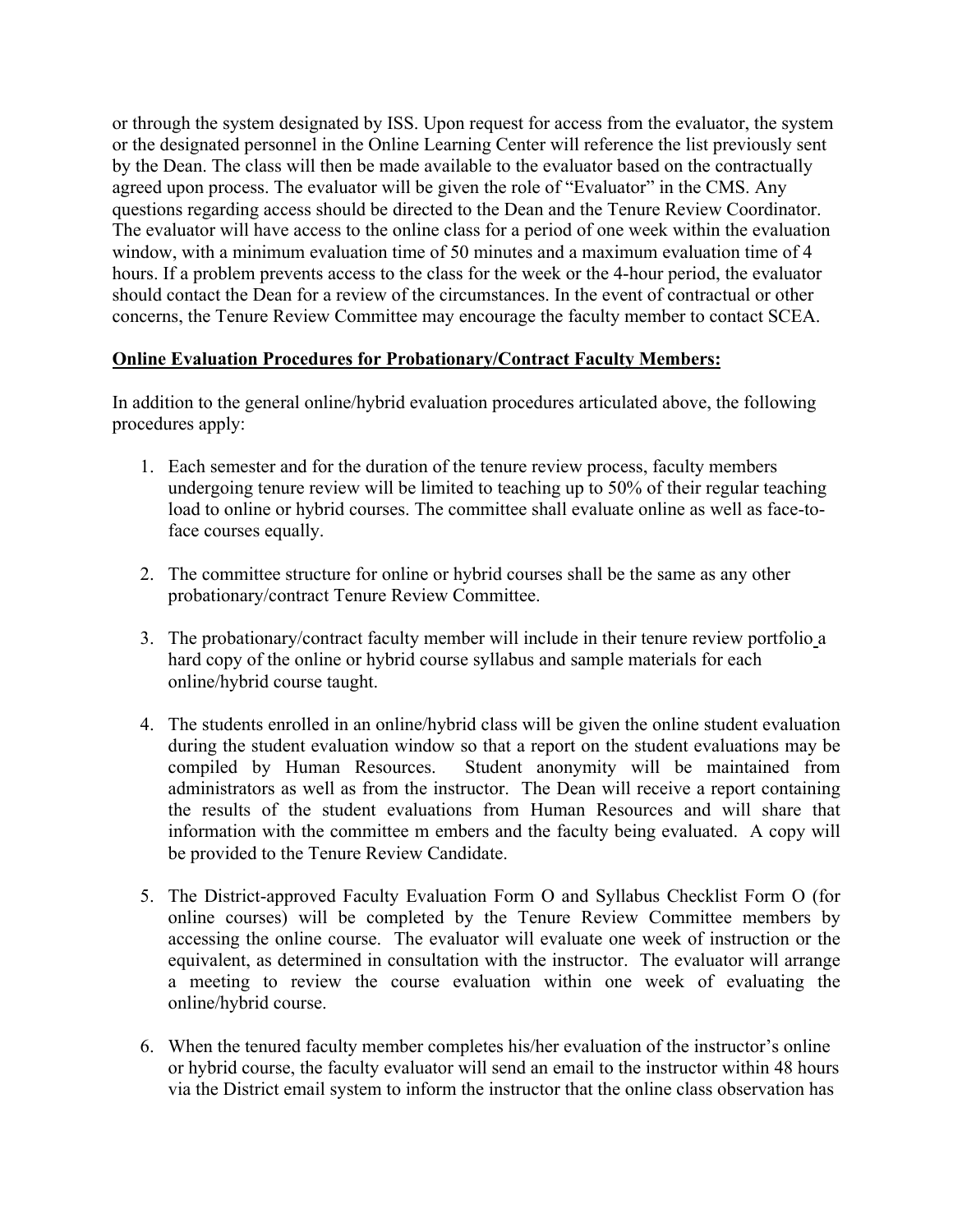or through the system designated by ISS. Upon request for access from the evaluator, the system or the designated personnel in the Online Learning Center will reference the list previously sent by the Dean. The class will then be made available to the evaluator based on the contractually agreed upon process. The evaluator will be given the role of "Evaluator" in the CMS. Any questions regarding access should be directed to the Dean and the Tenure Review Coordinator. The evaluator will have access to the online class for a period of one week within the evaluation window, with a minimum evaluation time of 50 minutes and a maximum evaluation time of 4 hours. If a problem prevents access to the class for the week or the 4-hour period, the evaluator should contact the Dean for a review of the circumstances. In the event of contractual or other concerns, the Tenure Review Committee may encourage the faculty member to contact SCEA.

**Online Evaluation Procedures for Probationary/Contract Faculty Members:**

In addition to the general online/hybrid evaluation procedures articulated above, the following procedures apply:

1. Each semester and for the duration of the tenure review process, faculty members undergoing tenure review will be limited to teaching up to 50% of their regular teaching load to online or hybrid courses. The committee shall evaluate online as well as face-to-face courses equally.

2. The committee structure for online or hybrid courses shall be the same as any other probationary/contract Tenure Review Committee.

3. The probationary/contract faculty member will include in their tenure review portfolio a hard copy of the online or hybrid course syllabus and sample materials for each online/hybrid course taught.

4. The students enrolled in an online/hybrid class will be given the online student evaluation during the student evaluation window so that a report on the student evaluations may be compiled by Human Resources. Student anonymity will be maintained from administrators as well as from the instructor. The Dean will receive a report containing the results of the student evaluations from Human Resources and will share that information with the committee m embers and the faculty being evaluated. A copy will be provided to the Tenure Review Candidate.

5. The District-approved Faculty Evaluation Form O and Syllabus Checklist Form O (for online courses) will be completed by the Tenure Review Committee members by accessing the online course. The evaluator will evaluate one week of instruction or the equivalent, as determined in consultation with the instructor. The evaluator will arrange a meeting to review the course evaluation within one week of evaluating the online/hybrid course.

6. When the tenured faculty member completes his/her evaluation of the instructor's online or hybrid course, the faculty evaluator will send an email to the instructor within 48 hours via the District email system to inform the instructor that the online class observation has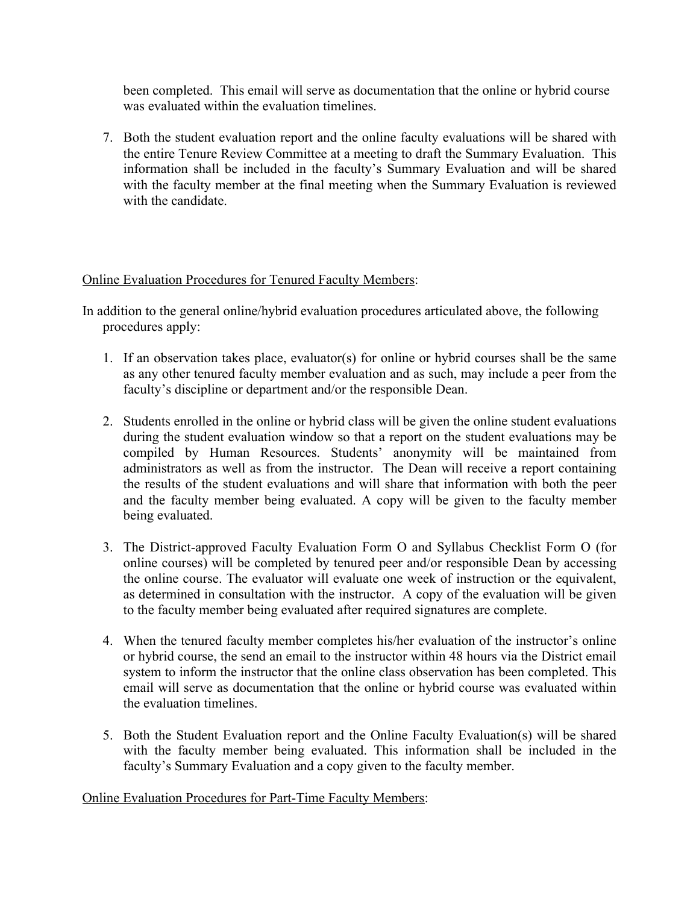been completed. This email will serve as documentation that the online or hybrid course was evaluated within the evaluation timelines.

7. Both the student evaluation report and the online faculty evaluations will be shared with the entire Tenure Review Committee at a meeting to draft the Summary Evaluation. This information shall be included in the faculty's Summary Evaluation and will be shared with the faculty member at the final meeting when the Summary Evaluation is reviewed with the candidate.

<u>Online Evaluation Procedures for Tenured Faculty Members</u>:

In addition to the general online/hybrid evaluation procedures articulated above, the following procedures apply:

1. If an observation takes place, evaluator(s) for online or hybrid courses shall be the same as any other tenured faculty member evaluation and as such, may include a peer from the faculty's discipline or department and/or the responsible Dean.

2. Students enrolled in the online or hybrid class will be given the online student evaluations during the student evaluation window so that a report on the student evaluations may be compiled by Human Resources. Students' anonymity will be maintained from administrators as well as from the instructor. The Dean will receive a report containing the results of the student evaluations and will share that information with both the peer and the faculty member being evaluated. A copy will be given to the faculty member being evaluated.

3. The District-approved Faculty Evaluation Form O and Syllabus Checklist Form O (for online courses) will be completed by tenured peer and/or responsible Dean by accessing the online course. The evaluator will evaluate one week of instruction or the equivalent, as determined in consultation with the instructor. A copy of the evaluation will be given to the faculty member being evaluated after required signatures are complete.

4. When the tenured faculty member completes his/her evaluation of the instructor's online or hybrid course, the send an email to the instructor within 48 hours via the District email system to inform the instructor that the online class observation has been completed. This email will serve as documentation that the online or hybrid course was evaluated within the evaluation timelines.

5. Both the Student Evaluation report and the Online Faculty Evaluation(s) will be shared with the faculty member being evaluated. This information shall be included in the faculty's Summary Evaluation and a copy given to the faculty member.

<u>Online Evaluation Procedures for Part-Time Faculty Members</u>: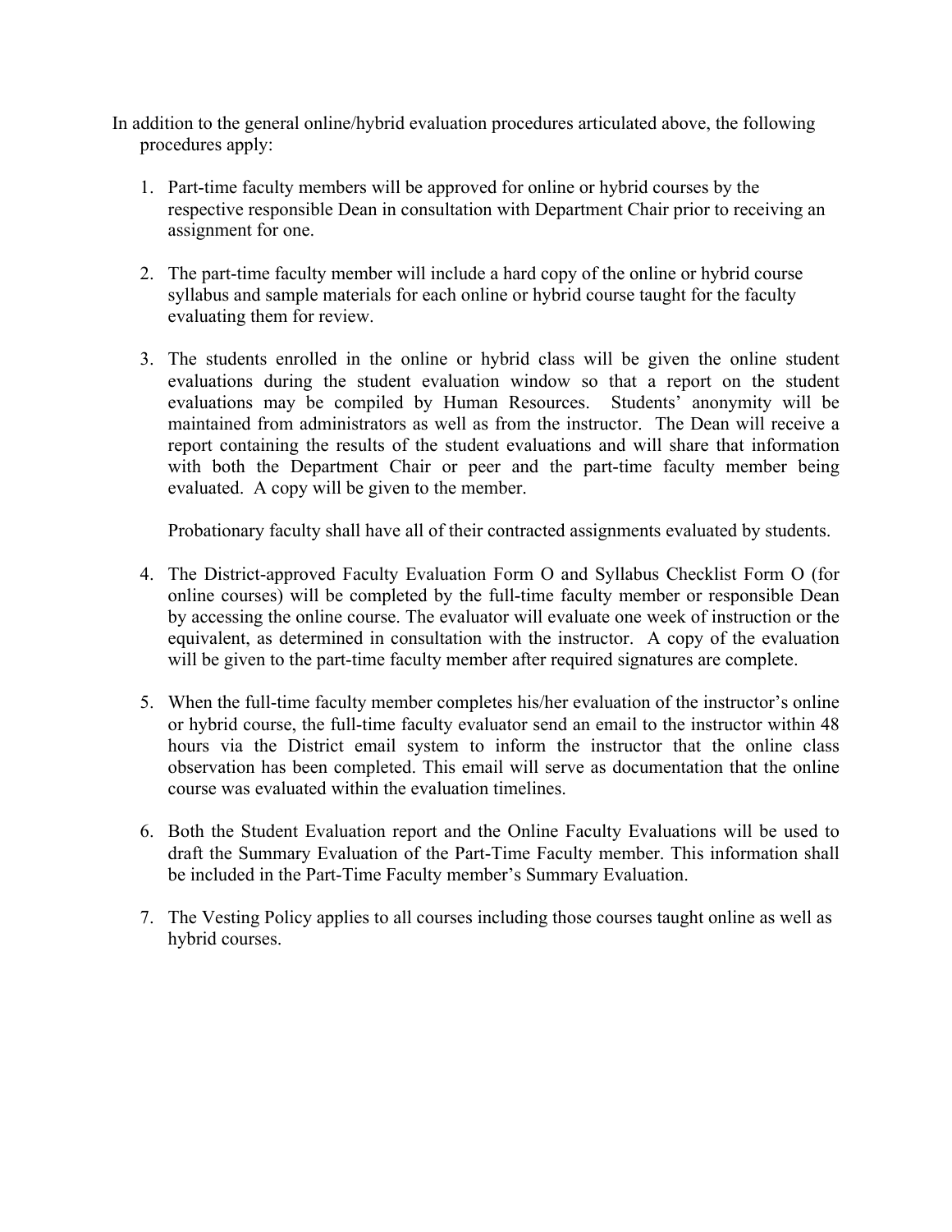In addition to the general online/hybrid evaluation procedures articulated above, the following procedures apply:

1. Part-time faculty members will be approved for online or hybrid courses by the respective responsible Dean in consultation with Department Chair prior to receiving an assignment for one.

2. The part-time faculty member will include a hard copy of the online or hybrid course syllabus and sample materials for each online or hybrid course taught for the faculty evaluating them for review.

3. The students enrolled in the online or hybrid class will be given the online student evaluations during the student evaluation window so that a report on the student evaluations may be compiled by Human Resources. Students' anonymity will be maintained from administrators as well as from the instructor. The Dean will receive a report containing the results of the student evaluations and will share that information with both the Department Chair or peer and the part-time faculty member being evaluated. A copy will be given to the member.

   Probationary faculty shall have all of their contracted assignments evaluated by students.

4. The District-approved Faculty Evaluation Form O and Syllabus Checklist Form O (for online courses) will be completed by the full-time faculty member or responsible Dean by accessing the online course. The evaluator will evaluate one week of instruction or the equivalent, as determined in consultation with the instructor. A copy of the evaluation will be given to the part-time faculty member after required signatures are complete.

5. When the full-time faculty member completes his/her evaluation of the instructor's online or hybrid course, the full-time faculty evaluator send an email to the instructor within 48 hours via the District email system to inform the instructor that the online class observation has been completed. This email will serve as documentation that the online course was evaluated within the evaluation timelines.

6. Both the Student Evaluation report and the Online Faculty Evaluations will be used to draft the Summary Evaluation of the Part-Time Faculty member. This information shall be included in the Part-Time Faculty member's Summary Evaluation.

7. The Vesting Policy applies to all courses including those courses taught online as well as hybrid courses.